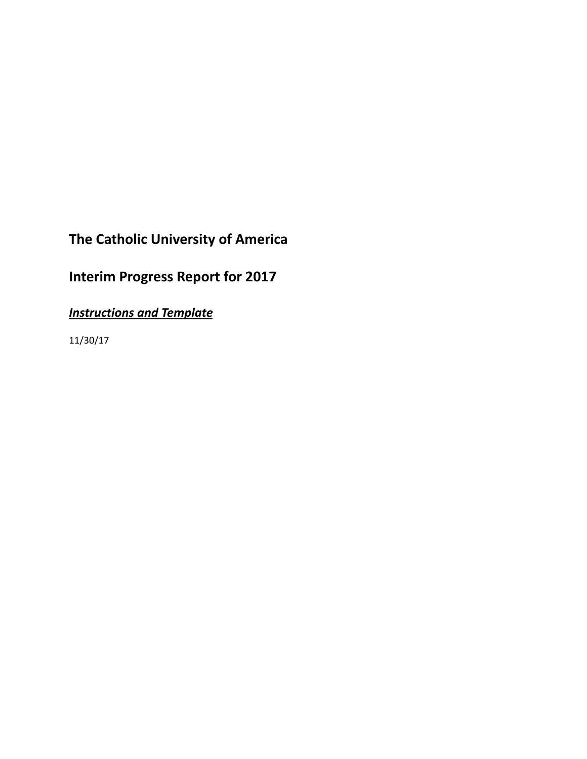# The Catholic University of America

# Interest Progress Report for 2017

***<u>Instructions and Template</u>***

11/30/17

# The Catholic University of America

# Interim Progress Report for 2017

***<u>Instructions and Template</u>***

11/30/17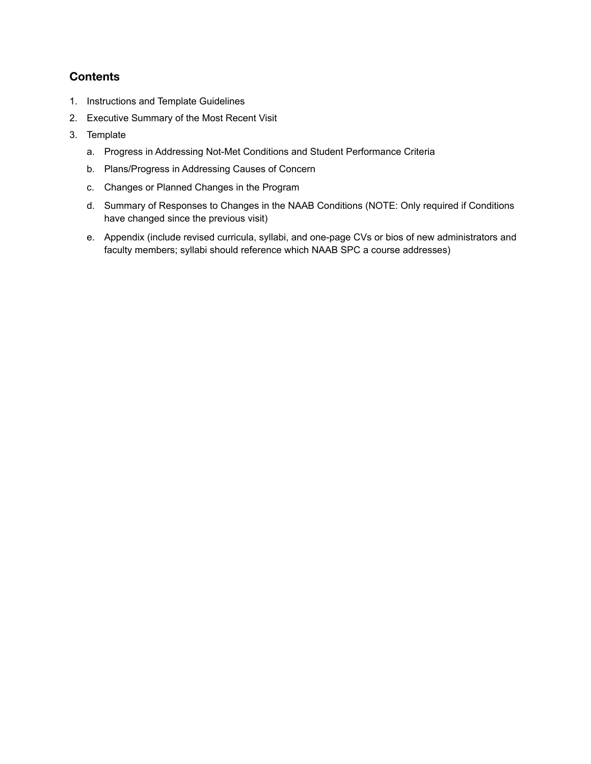## Contents

1. Instructions and Template Guidelines
2. Executive Summary of the Most Recent Visit
3. Template
   a. Progress in Addressing Not-Met Conditions and Student Performance Criteria
   b. Plans/Progress in Addressing Causes of Concern
   c. Changes or Planned Changes in the Program
   d. Summary of Responses to Changes in the NAAB Conditions (NOTE: Only required if Conditions have changed since the previous visit)
   e. Appendix (include revised curricula, syllabi, and one-page CVs or bios of new administrators and faculty members; syllabi should reference which NAAB SPC a course addresses)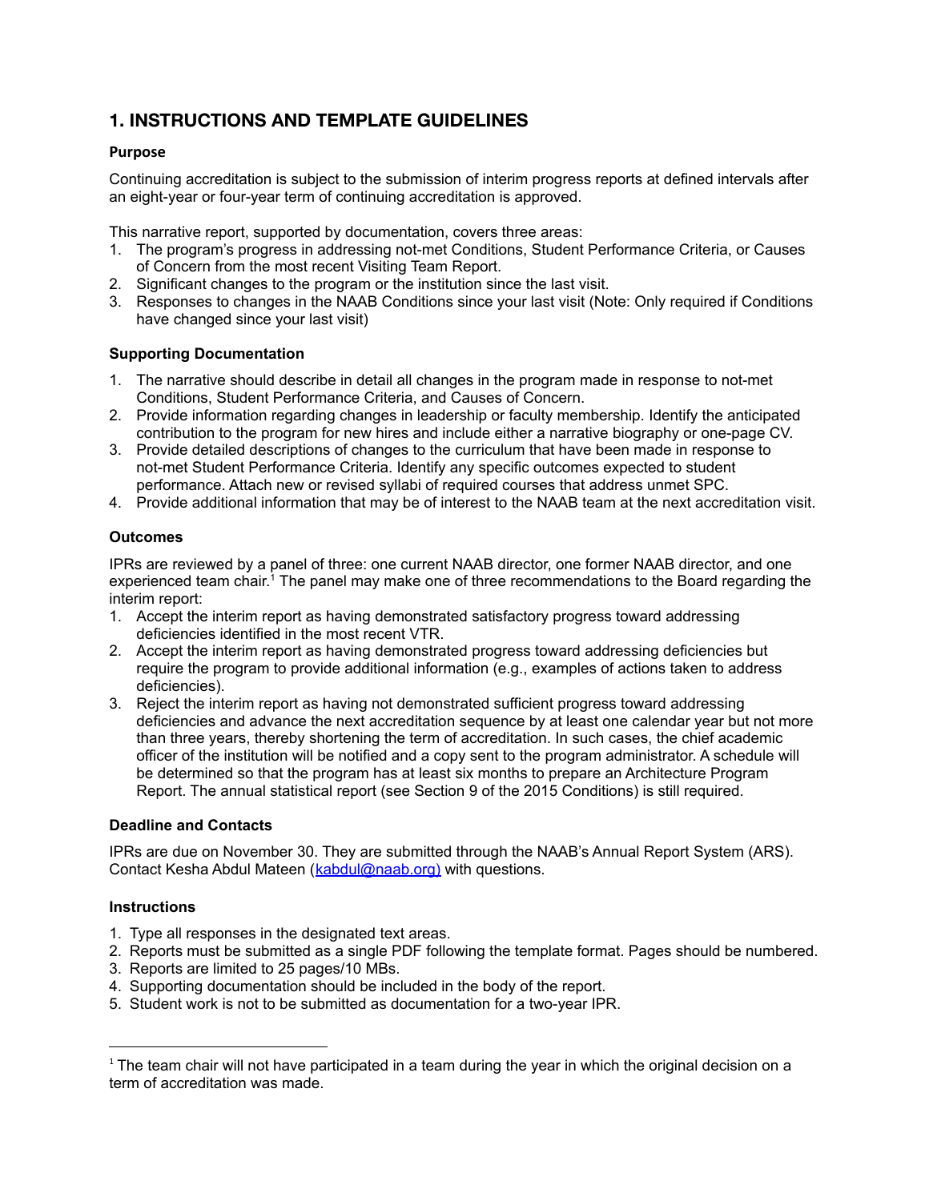## 1. INSTRUCTIONS AND TEMPLATE GUIDELINES

**Purpose**

Continuing accreditation is subject to the submission of interim progress reports at defined intervals after an eight-year or four-year term of continuing accreditation is approved.

This narrative report, supported by documentation, covers three areas:

1. The program's progress in addressing not-met Conditions, Student Performance Criteria, or Causes of Concern from the most recent Visiting Team Report.
2. Significant changes to the program or the institution since the last visit.
3. Responses to changes in the NAAB Conditions since your last visit (Note: Only required if Conditions have changed since your last visit)

**Supporting Documentation**

1. The narrative should describe in detail all changes in the program made in response to not-met Conditions, Student Performance Criteria, and Causes of Concern.
2. Provide information regarding changes in leadership or faculty membership. Identify the anticipated contribution to the program for new hires and include either a narrative biography or one-page CV.
3. Provide detailed descriptions of changes to the curriculum that have been made in response to not-met Student Performance Criteria. Identify any specific outcomes expected to student performance. Attach new or revised syllabi of required courses that address unmet SPC.
4. Provide additional information that may be of interest to the NAAB team at the next accreditation visit.

**Outcomes**

IPRs are reviewed by a panel of three: one current NAAB director, one former NAAB director, and one experienced team chair.[1] The panel may make one of three recommendations to the Board regarding the interim report:

1. Accept the interim report as having demonstrated satisfactory progress toward addressing deficiencies identified in the most recent VTR.
2. Accept the interim report as having demonstrated progress toward addressing deficiencies but require the program to provide additional information (e.g., examples of actions taken to address deficiencies).
3. Reject the interim report as having not demonstrated sufficient progress toward addressing deficiencies and advance the next accreditation sequence by at least one calendar year but not more than three years, thereby shortening the term of accreditation. In such cases, the chief academic officer of the institution will be notified and a copy sent to the program administrator. A schedule will be determined so that the program has at least six months to prepare an Architecture Program Report. The annual statistical report (see Section 9 of the 2015 Conditions) is still required.

**Deadline and Contacts**

IPRs are due on November 30. They are submitted through the NAAB's Annual Report System (ARS). Contact Kesha Abdul Mateen (kabdul@naab.org) with questions.

**Instructions**

1. Type all responses in the designated text areas.
2. Reports must be submitted as a single PDF following the template format. Pages should be numbered.
3. Reports are limited to 25 pages/10 MBs.
4. Supporting documentation should be included in the body of the report.
5. Student work is not to be submitted as documentation for a two-year IPR.

[1] The team chair will not have participated in a team during the year in which the original decision on a term of accreditation was made.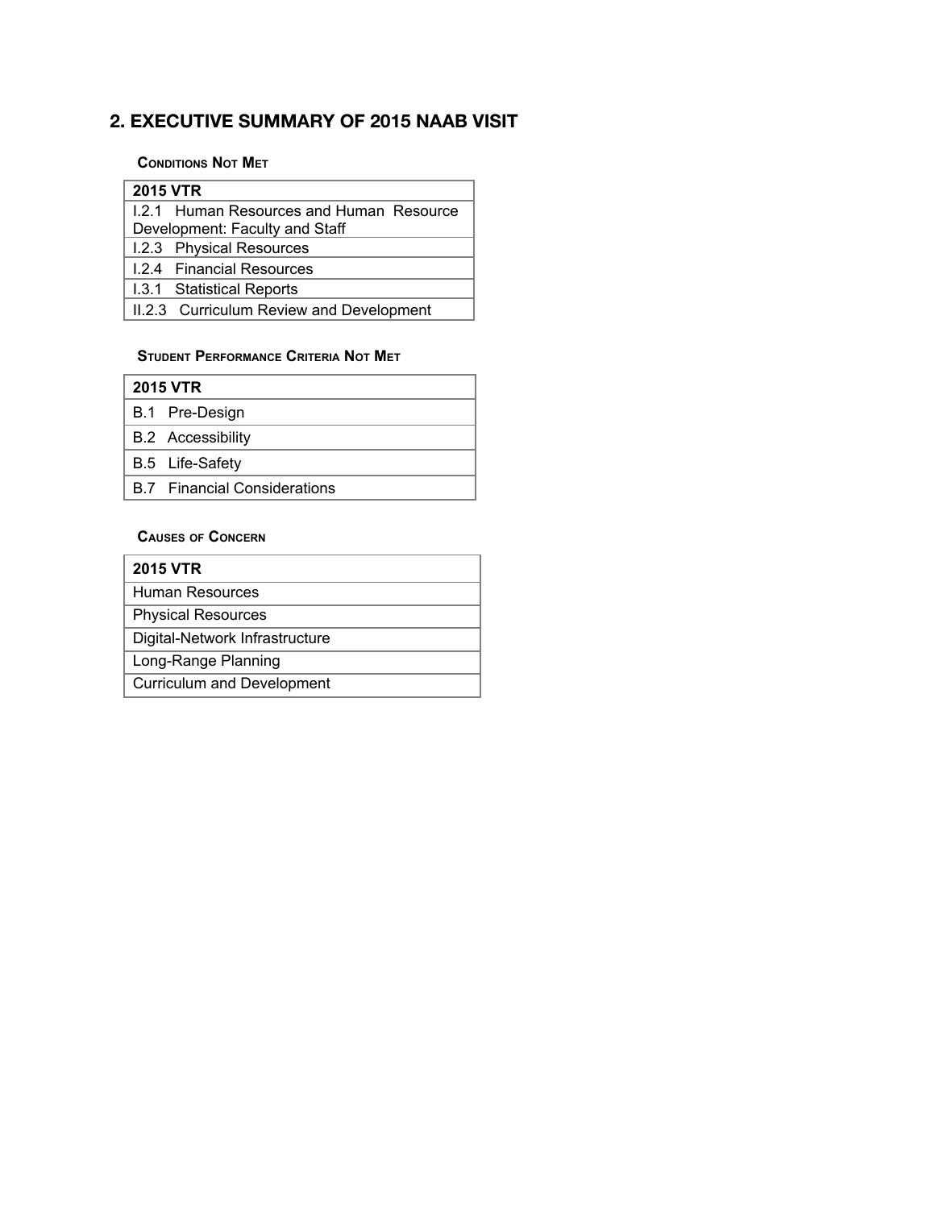## 2. EXECUTIVE SUMMARY OF 2015 NAAB VISIT

### Conditions Not Met

| 2015 VTR |
| --- |
| I.2.1 Human Resources and Human Resource Development: Faculty and Staff |
| I.2.3 Physical Resources |
| I.2.4 Financial Resources |
| I.3.1 Statistical Reports |
| II.2.3 Curriculum Review and Development |

### Student Performance Criteria Not Met

| 2015 VTR |
| --- |
| B.1 Pre-Design |
| B.2 Accessibility |
| B.5 Life-Safety |
| B.7 Financial Considerations |

### Causes of Concern

| 2015 VTR |
| --- |
| Human Resources |
| Physical Resources |
| Digital-Network Infrastructure |
| Long-Range Planning |
| Curriculum and Development |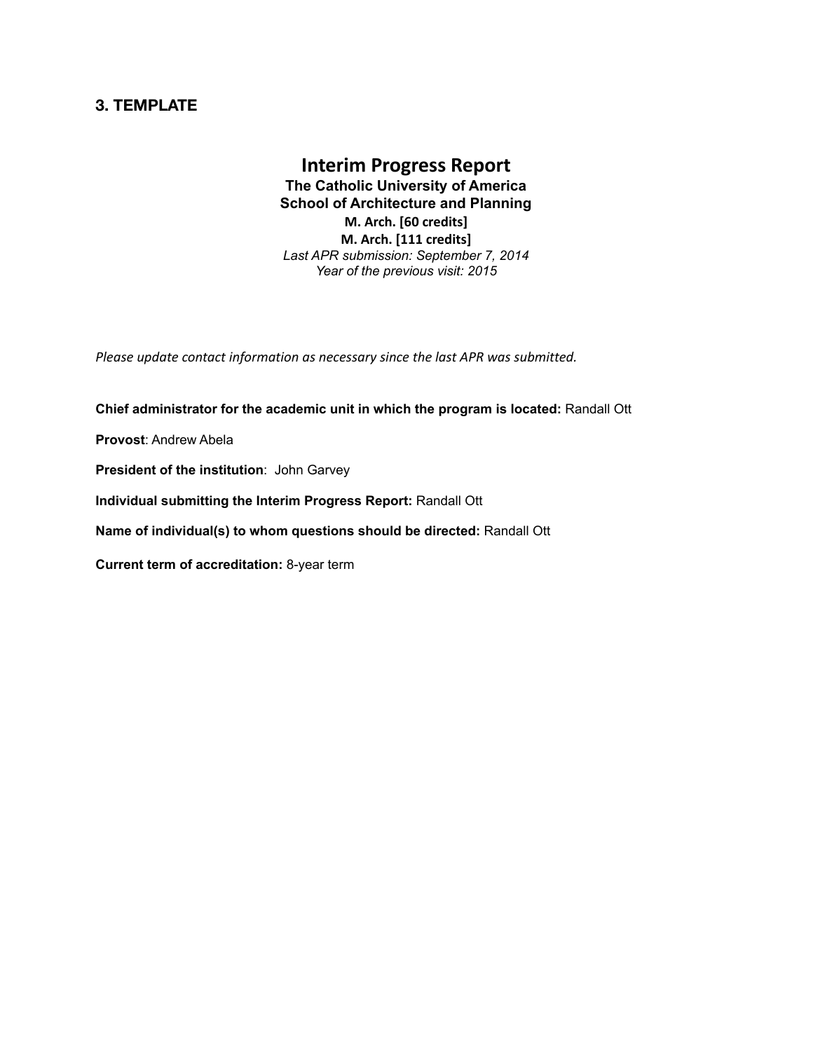### 3. TEMPLATE

# Interim Progress Report

**The Catholic University of America**
**School of Architecture and Planning**
**M. Arch. [60 credits]**
**M. Arch. [111 credits]**
*Last APR submission: September 7, 2014*
*Year of the previous visit: 2015*

*Please update contact information as necessary since the last APR was submitted.*

**Chief administrator for the academic unit in which the program is located:** Randall Ott

**Provost**: Andrew Abela

**President of the institution**: John Garvey

**Individual submitting the Interim Progress Report:** Randall Ott

**Name of individual(s) to whom questions should be directed:** Randall Ott

**Current term of accreditation:** 8-year term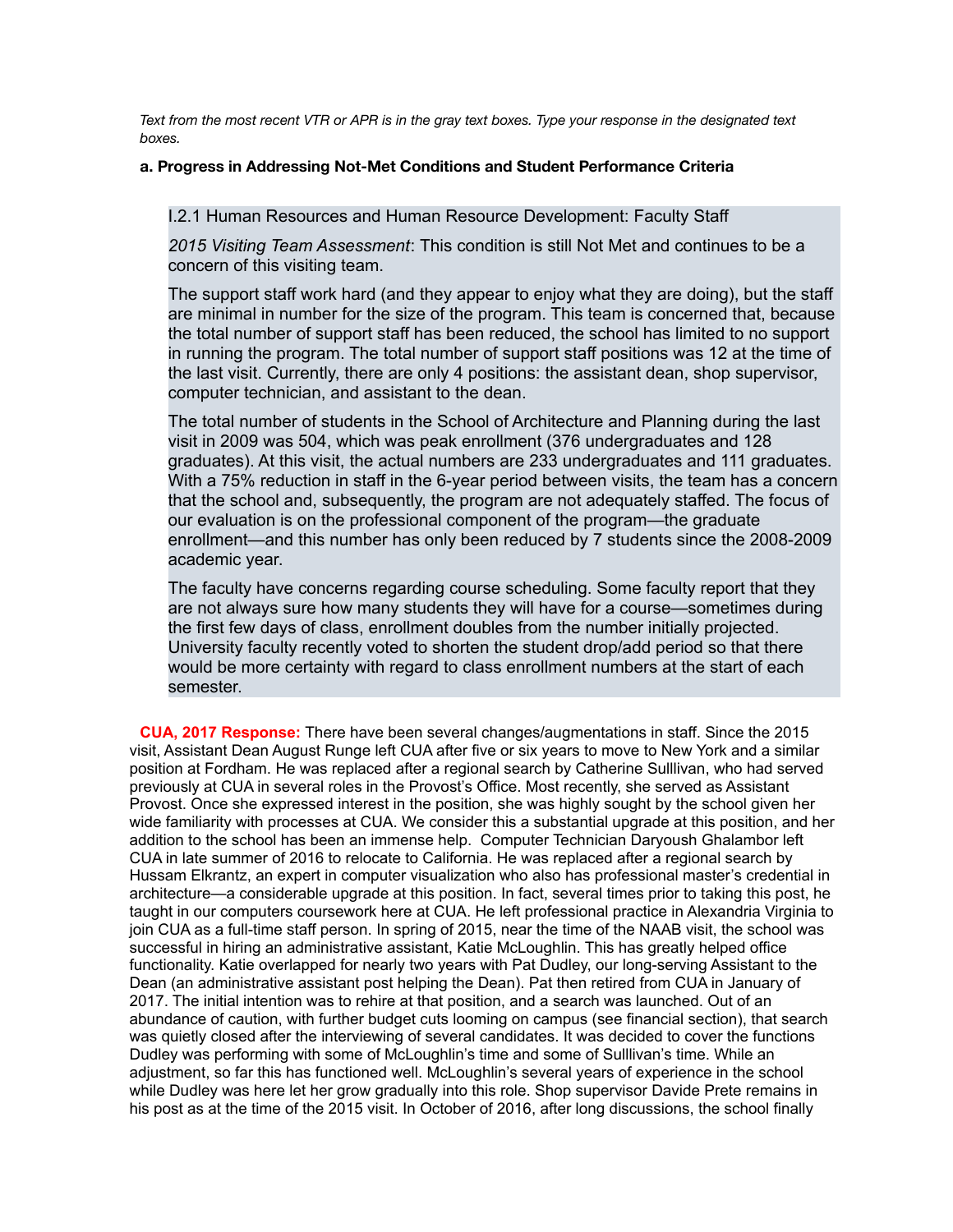*Text from the most recent VTR or APR is in the gray text boxes. Type your response in the designated text boxes.*

**a. Progress in Addressing Not-Met Conditions and Student Performance Criteria**

> I.2.1 Human Resources and Human Resource Development: Faculty Staff
>
> *2015 Visiting Team Assessment*: This condition is still Not Met and continues to be a concern of this visiting team.
>
> The support staff work hard (and they appear to enjoy what they are doing), but the staff are minimal in number for the size of the program. This team is concerned that, because the total number of support staff has been reduced, the school has limited to no support in running the program. The total number of support staff positions was 12 at the time of the last visit. Currently, there are only 4 positions: the assistant dean, shop supervisor, computer technician, and assistant to the dean.
>
> The total number of students in the School of Architecture and Planning during the last visit in 2009 was 504, which was peak enrollment (376 undergraduates and 128 graduates). At this visit, the actual numbers are 233 undergraduates and 111 graduates. With a 75% reduction in staff in the 6-year period between visits, the team has a concern that the school and, subsequently, the program are not adequately staffed. The focus of our evaluation is on the professional component of the program—the graduate enrollment—and this number has only been reduced by 7 students since the 2008-2009 academic year.
>
> The faculty have concerns regarding course scheduling. Some faculty report that they are not always sure how many students they will have for a course—sometimes during the first few days of class, enrollment doubles from the number initially projected. University faculty recently voted to shorten the student drop/add period so that there would be more certainty with regard to class enrollment numbers at the start of each semester.

**CUA, 2017 Response:** There have been several changes/augmentations in staff. Since the 2015 visit, Assistant Dean August Runge left CUA after five or six years to move to New York and a similar position at Fordham. He was replaced after a regional search by Catherine Sulllivan, who had served previously at CUA in several roles in the Provost's Office. Most recently, she served as Assistant Provost. Once she expressed interest in the position, she was highly sought by the school given her wide familiarity with processes at CUA. We consider this a substantial upgrade at this position, and her addition to the school has been an immense help. Computer Technician Daryoush Ghalambor left CUA in late summer of 2016 to relocate to California. He was replaced after a regional search by Hussam Elkrantz, an expert in computer visualization who also has professional master's credential in architecture—a considerable upgrade at this position. In fact, several times prior to taking this post, he taught in our computers coursework here at CUA. He left professional practice in Alexandria Virginia to join CUA as a full-time staff person. In spring of 2015, near the time of the NAAB visit, the school was successful in hiring an administrative assistant, Katie McLoughlin. This has greatly helped office functionality. Katie overlapped for nearly two years with Pat Dudley, our long-serving Assistant to the Dean (an administrative assistant post helping the Dean). Pat then retired from CUA in January of 2017. The initial intention was to rehire at that position, and a search was launched. Out of an abundance of caution, with further budget cuts looming on campus (see financial section), that search was quietly closed after the interviewing of several candidates. It was decided to cover the functions Dudley was performing with some of McLoughlin's time and some of Sulllivan's time. While an adjustment, so far this has functioned well. McLoughlin's several years of experience in the school while Dudley was here let her grow gradually into this role. Shop supervisor Davide Prete remains in his post as at the time of the 2015 visit. In October of 2016, after long discussions, the school finally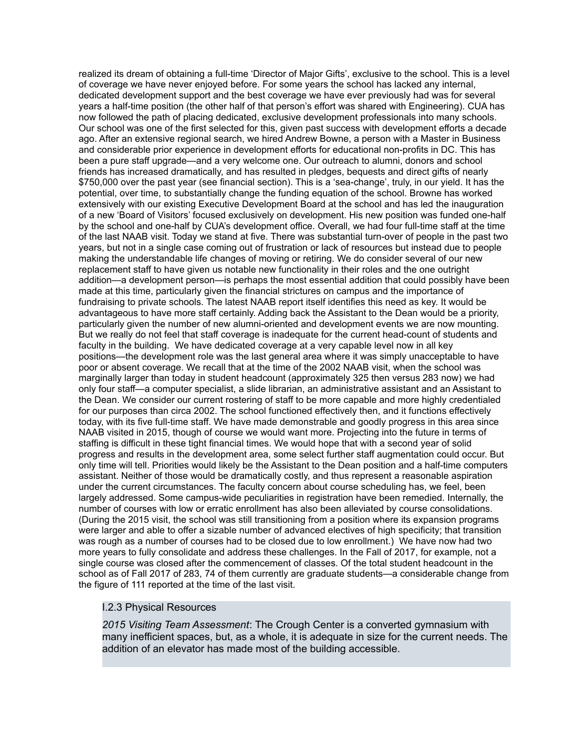realized its dream of obtaining a full-time 'Director of Major Gifts', exclusive to the school. This is a level of coverage we have never enjoyed before. For some years the school has lacked any internal, dedicated development support and the best coverage we have ever previously had was for several years a half-time position (the other half of that person's effort was shared with Engineering). CUA has now followed the path of placing dedicated, exclusive development professionals into many schools. Our school was one of the first selected for this, given past success with development efforts a decade ago. After an extensive regional search, we hired Andrew Bowne, a person with a Master in Business and considerable prior experience in development efforts for educational non-profits in DC. This has been a pure staff upgrade—and a very welcome one. Our outreach to alumni, donors and school friends has increased dramatically, and has resulted in pledges, bequests and direct gifts of nearly $750,000 over the past year (see financial section). This is a 'sea-change', truly, in our yield. It has the potential, over time, to substantially change the funding equation of the school. Browne has worked extensively with our existing Executive Development Board at the school and has led the inauguration of a new 'Board of Visitors' focused exclusively on development. His new position was funded one-half by the school and one-half by CUA's development office. Overall, we had four full-time staff at the time of the last NAAB visit. Today we stand at five. There was substantial turn-over of people in the past two years, but not in a single case coming out of frustration or lack of resources but instead due to people making the understandable life changes of moving or retiring. We do consider several of our new replacement staff to have given us notable new functionality in their roles and the one outright addition—a development person—is perhaps the most essential addition that could possibly have been made at this time, particularly given the financial strictures on campus and the importance of fundraising to private schools. The latest NAAB report itself identifies this need as key. It would be advantageous to have more staff certainly. Adding back the Assistant to the Dean would be a priority, particularly given the number of new alumni-oriented and development events we are now mounting. But we really do not feel that staff coverage is inadequate for the current head-count of students and faculty in the building. We have dedicated coverage at a very capable level now in all key positions—the development role was the last general area where it was simply unacceptable to have poor or absent coverage. We recall that at the time of the 2002 NAAB visit, when the school was marginally larger than today in student headcount (approximately 325 then versus 283 now) we had only four staff—a computer specialist, a slide librarian, an administrative assistant and an Assistant to the Dean. We consider our current rostering of staff to be more capable and more highly credentialed for our purposes than circa 2002. The school functioned effectively then, and it functions effectively today, with its five full-time staff. We have made demonstrable and goodly progress in this area since NAAB visited in 2015, though of course we would want more. Projecting into the future in terms of staffing is difficult in these tight financial times. We would hope that with a second year of solid progress and results in the development area, some select further staff augmentation could occur. But only time will tell. Priorities would likely be the Assistant to the Dean position and a half-time computers assistant. Neither of those would be dramatically costly, and thus represent a reasonable aspiration under the current circumstances. The faculty concern about course scheduling has, we feel, been largely addressed. Some campus-wide peculiarities in registration have been remedied. Internally, the number of courses with low or erratic enrollment has also been alleviated by course consolidations. (During the 2015 visit, the school was still transitioning from a position where its expansion programs were larger and able to offer a sizable number of advanced electives of high specificity; that transition was rough as a number of courses had to be closed due to low enrollment.) We have now had two more years to fully consolidate and address these challenges. In the Fall of 2017, for example, not a single course was closed after the commencement of classes. Of the total student headcount in the school as of Fall 2017 of 283, 74 of them currently are graduate students—a considerable change from the figure of 111 reported at the time of the last visit.

I.2.3 Physical Resources

*2015 Visiting Team Assessment*: The Crough Center is a converted gymnasium with many inefficient spaces, but, as a whole, it is adequate in size for the current needs. The addition of an elevator has made most of the building accessible.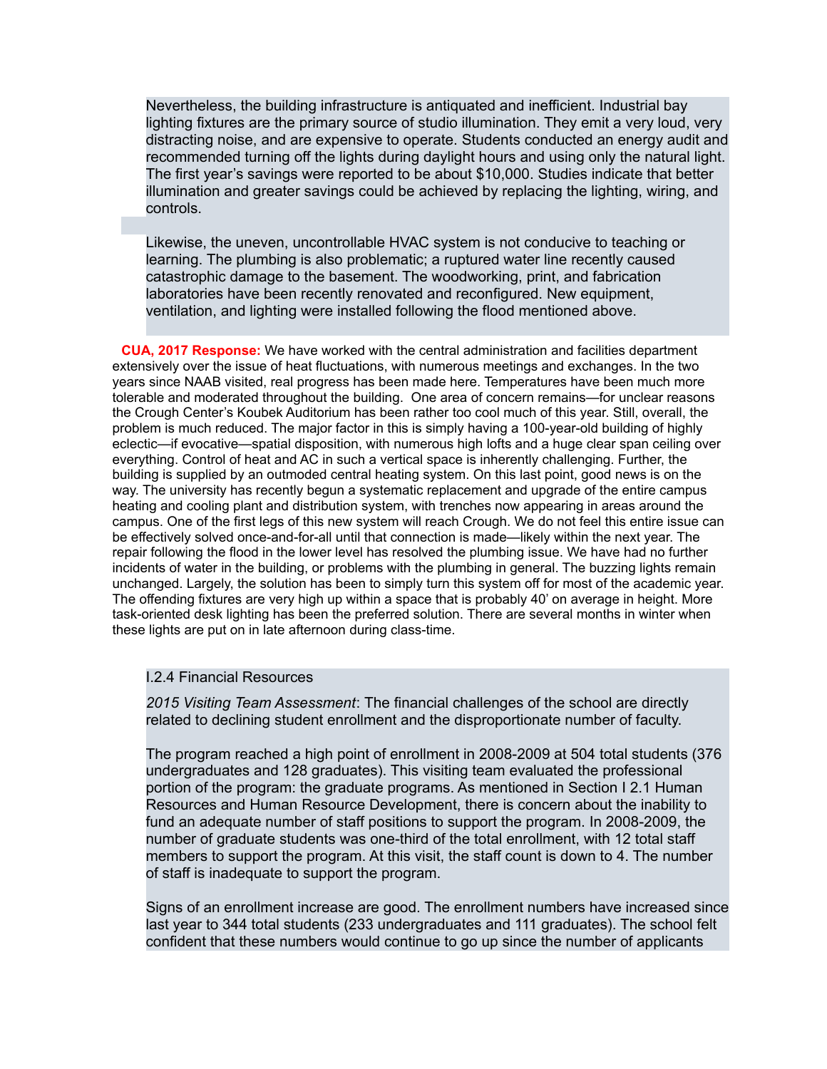Nevertheless, the building infrastructure is antiquated and inefficient. Industrial bay lighting fixtures are the primary source of studio illumination. They emit a very loud, very distracting noise, and are expensive to operate. Students conducted an energy audit and recommended turning off the lights during daylight hours and using only the natural light. The first year's savings were reported to be about $10,000. Studies indicate that better illumination and greater savings could be achieved by replacing the lighting, wiring, and controls.

Likewise, the uneven, uncontrollable HVAC system is not conducive to teaching or learning. The plumbing is also problematic; a ruptured water line recently caused catastrophic damage to the basement. The woodworking, print, and fabrication laboratories have been recently renovated and reconfigured. New equipment, ventilation, and lighting were installed following the flood mentioned above.

**CUA, 2017 Response:** We have worked with the central administration and facilities department extensively over the issue of heat fluctuations, with numerous meetings and exchanges. In the two years since NAAB visited, real progress has been made here. Temperatures have been much more tolerable and moderated throughout the building. One area of concern remains—for unclear reasons the Crough Center's Koubek Auditorium has been rather too cool much of this year. Still, overall, the problem is much reduced. The major factor in this is simply having a 100-year-old building of highly eclectic—if evocative—spatial disposition, with numerous high lofts and a huge clear span ceiling over everything. Control of heat and AC in such a vertical space is inherently challenging. Further, the building is supplied by an outmoded central heating system. On this last point, good news is on the way. The university has recently begun a systematic replacement and upgrade of the entire campus heating and cooling plant and distribution system, with trenches now appearing in areas around the campus. One of the first legs of this new system will reach Crough. We do not feel this entire issue can be effectively solved once-and-for-all until that connection is made—likely within the next year. The repair following the flood in the lower level has resolved the plumbing issue. We have had no further incidents of water in the building, or problems with the plumbing in general. The buzzing lights remain unchanged. Largely, the solution has been to simply turn this system off for most of the academic year. The offending fixtures are very high up within a space that is probably 40' on average in height. More task-oriented desk lighting has been the preferred solution. There are several months in winter when these lights are put on in late afternoon during class-time.

I.2.4 Financial Resources

*2015 Visiting Team Assessment*: The financial challenges of the school are directly related to declining student enrollment and the disproportionate number of faculty.

The program reached a high point of enrollment in 2008-2009 at 504 total students (376 undergraduates and 128 graduates). This visiting team evaluated the professional portion of the program: the graduate programs. As mentioned in Section I 2.1 Human Resources and Human Resource Development, there is concern about the inability to fund an adequate number of staff positions to support the program. In 2008-2009, the number of graduate students was one-third of the total enrollment, with 12 total staff members to support the program. At this visit, the staff count is down to 4. The number of staff is inadequate to support the program.

Signs of an enrollment increase are good. The enrollment numbers have increased since last year to 344 total students (233 undergraduates and 111 graduates). The school felt confident that these numbers would continue to go up since the number of applicants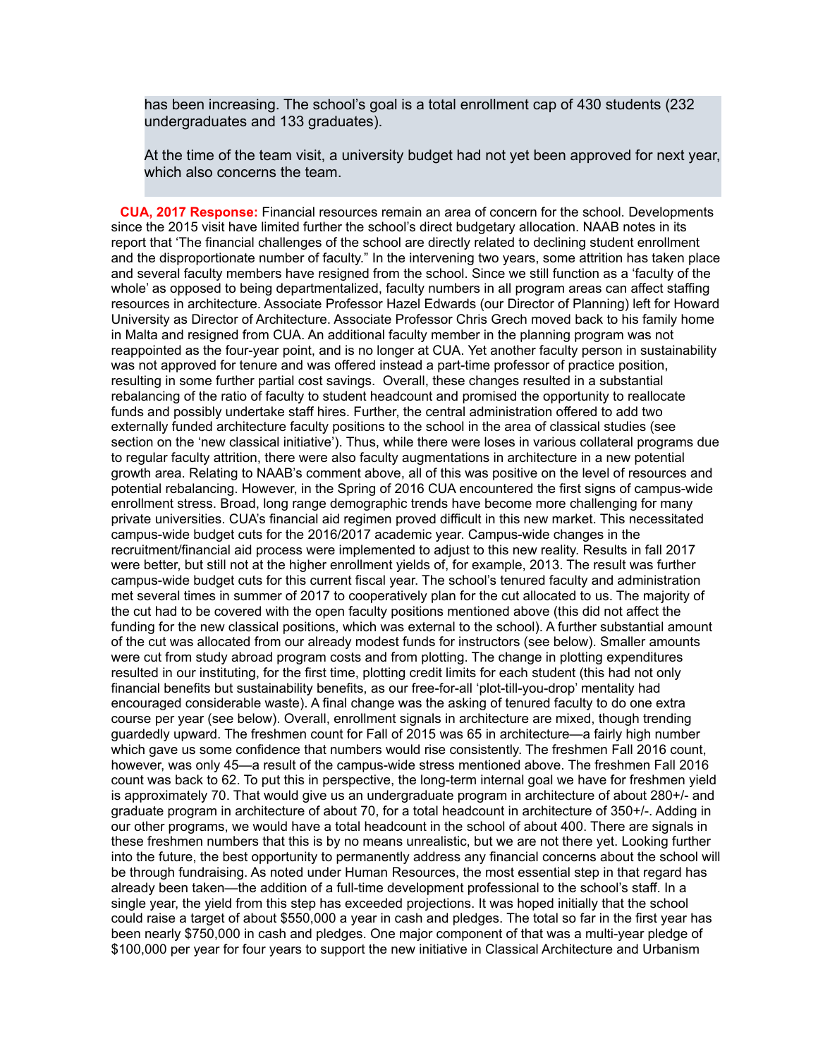has been increasing. The school's goal is a total enrollment cap of 430 students (232 undergraduates and 133 graduates).

At the time of the team visit, a university budget had not yet been approved for next year, which also concerns the team.

**CUA, 2017 Response:** Financial resources remain an area of concern for the school. Developments since the 2015 visit have limited further the school's direct budgetary allocation. NAAB notes in its report that 'The financial challenges of the school are directly related to declining student enrollment and the disproportionate number of faculty." In the intervening two years, some attrition has taken place and several faculty members have resigned from the school. Since we still function as a 'faculty of the whole' as opposed to being departmentalized, faculty numbers in all program areas can affect staffing resources in architecture. Associate Professor Hazel Edwards (our Director of Planning) left for Howard University as Director of Architecture. Associate Professor Chris Grech moved back to his family home in Malta and resigned from CUA. An additional faculty member in the planning program was not reappointed as the four-year point, and is no longer at CUA. Yet another faculty person in sustainability was not approved for tenure and was offered instead a part-time professor of practice position, resulting in some further partial cost savings. Overall, these changes resulted in a substantial rebalancing of the ratio of faculty to student headcount and promised the opportunity to reallocate funds and possibly undertake staff hires. Further, the central administration offered to add two externally funded architecture faculty positions to the school in the area of classical studies (see section on the 'new classical initiative'). Thus, while there were loses in various collateral programs due to regular faculty attrition, there were also faculty augmentations in architecture in a new potential growth area. Relating to NAAB's comment above, all of this was positive on the level of resources and potential rebalancing. However, in the Spring of 2016 CUA encountered the first signs of campus-wide enrollment stress. Broad, long range demographic trends have become more challenging for many private universities. CUA's financial aid regimen proved difficult in this new market. This necessitated campus-wide budget cuts for the 2016/2017 academic year. Campus-wide changes in the recruitment/financial aid process were implemented to adjust to this new reality. Results in fall 2017 were better, but still not at the higher enrollment yields of, for example, 2013. The result was further campus-wide budget cuts for this current fiscal year. The school's tenured faculty and administration met several times in summer of 2017 to cooperatively plan for the cut allocated to us. The majority of the cut had to be covered with the open faculty positions mentioned above (this did not affect the funding for the new classical positions, which was external to the school). A further substantial amount of the cut was allocated from our already modest funds for instructors (see below). Smaller amounts were cut from study abroad program costs and from plotting. The change in plotting expenditures resulted in our instituting, for the first time, plotting credit limits for each student (this had not only financial benefits but sustainability benefits, as our free-for-all 'plot-till-you-drop' mentality had encouraged considerable waste). A final change was the asking of tenured faculty to do one extra course per year (see below). Overall, enrollment signals in architecture are mixed, though trending guardedly upward. The freshmen count for Fall of 2015 was 65 in architecture—a fairly high number which gave us some confidence that numbers would rise consistently. The freshmen Fall 2016 count, however, was only 45—a result of the campus-wide stress mentioned above. The freshmen Fall 2016 count was back to 62. To put this in perspective, the long-term internal goal we have for freshmen yield is approximately 70. That would give us an undergraduate program in architecture of about 280+/- and graduate program in architecture of about 70, for a total headcount in architecture of 350+/-. Adding in our other programs, we would have a total headcount in the school of about 400. There are signals in these freshmen numbers that this is by no means unrealistic, but we are not there yet. Looking further into the future, the best opportunity to permanently address any financial concerns about the school will be through fundraising. As noted under Human Resources, the most essential step in that regard has already been taken—the addition of a full-time development professional to the school's staff. In a single year, the yield from this step has exceeded projections. It was hoped initially that the school could raise a target of about $550,000 a year in cash and pledges. The total so far in the first year has been nearly $750,000 in cash and pledges. One major component of that was a multi-year pledge of $100,000 per year for four years to support the new initiative in Classical Architecture and Urbanism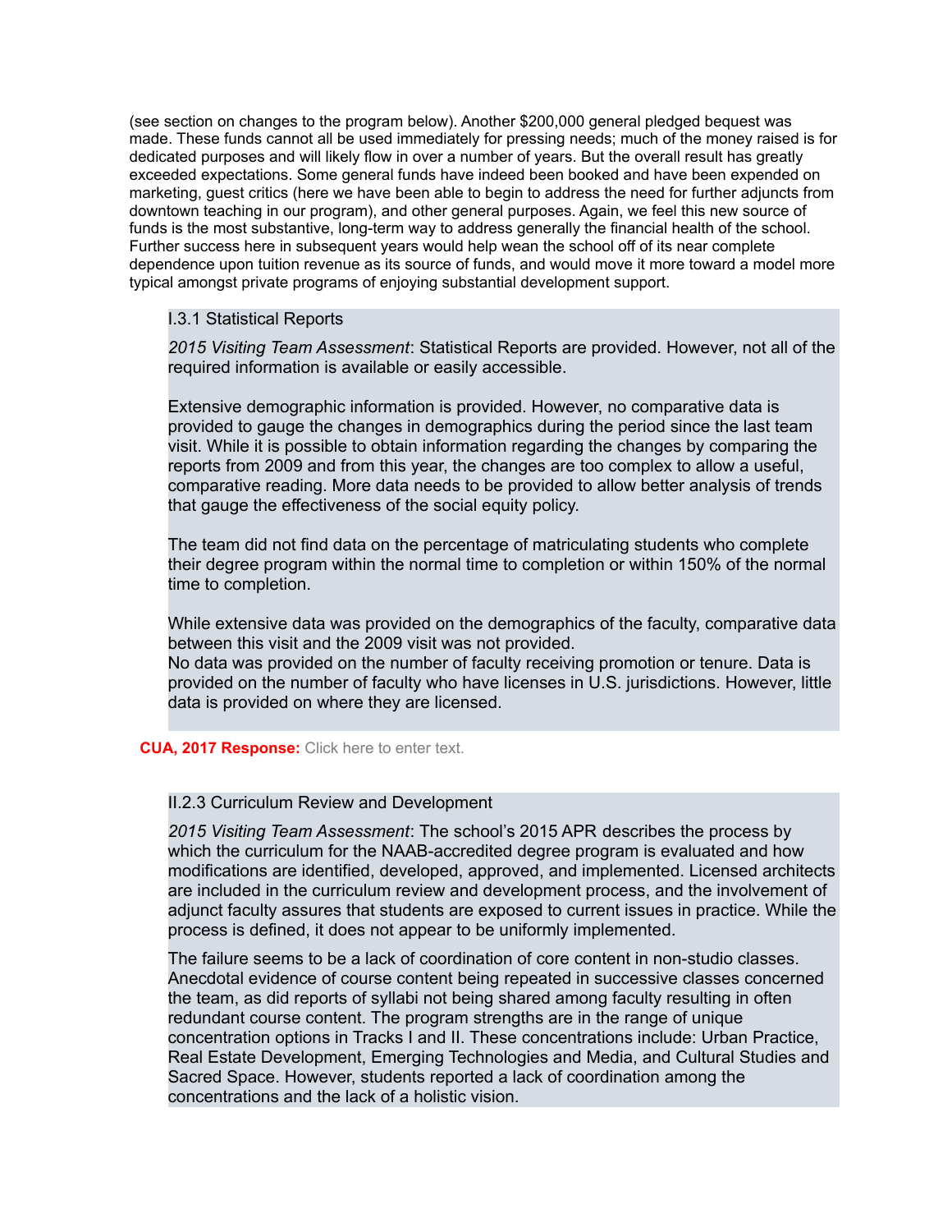(see section on changes to the program below). Another $200,000 general pledged bequest was made. These funds cannot all be used immediately for pressing needs; much of the money raised is for dedicated purposes and will likely flow in over a number of years. But the overall result has greatly exceeded expectations. Some general funds have indeed been booked and have been expended on marketing, guest critics (here we have been able to begin to address the need for further adjuncts from downtown teaching in our program), and other general purposes. Again, we feel this new source of funds is the most substantive, long-term way to address generally the financial health of the school. Further success here in subsequent years would help wean the school off of its near complete dependence upon tuition revenue as its source of funds, and would move it more toward a model more typical amongst private programs of enjoying substantial development support.

I.3.1 Statistical Reports

*2015 Visiting Team Assessment*: Statistical Reports are provided. However, not all of the required information is available or easily accessible.

Extensive demographic information is provided. However, no comparative data is provided to gauge the changes in demographics during the period since the last team visit. While it is possible to obtain information regarding the changes by comparing the reports from 2009 and from this year, the changes are too complex to allow a useful, comparative reading. More data needs to be provided to allow better analysis of trends that gauge the effectiveness of the social equity policy.

The team did not find data on the percentage of matriculating students who complete their degree program within the normal time to completion or within 150% of the normal time to completion.

While extensive data was provided on the demographics of the faculty, comparative data between this visit and the 2009 visit was not provided.
No data was provided on the number of faculty receiving promotion or tenure. Data is provided on the number of faculty who have licenses in U.S. jurisdictions. However, little data is provided on where they are licensed.

**CUA, 2017 Response:** Click here to enter text.

II.2.3 Curriculum Review and Development

*2015 Visiting Team Assessment*: The school's 2015 APR describes the process by which the curriculum for the NAAB-accredited degree program is evaluated and how modifications are identified, developed, approved, and implemented. Licensed architects are included in the curriculum review and development process, and the involvement of adjunct faculty assures that students are exposed to current issues in practice. While the process is defined, it does not appear to be uniformly implemented.

The failure seems to be a lack of coordination of core content in non-studio classes. Anecdotal evidence of course content being repeated in successive classes concerned the team, as did reports of syllabi not being shared among faculty resulting in often redundant course content. The program strengths are in the range of unique concentration options in Tracks I and II. These concentrations include: Urban Practice, Real Estate Development, Emerging Technologies and Media, and Cultural Studies and Sacred Space. However, students reported a lack of coordination among the concentrations and the lack of a holistic vision.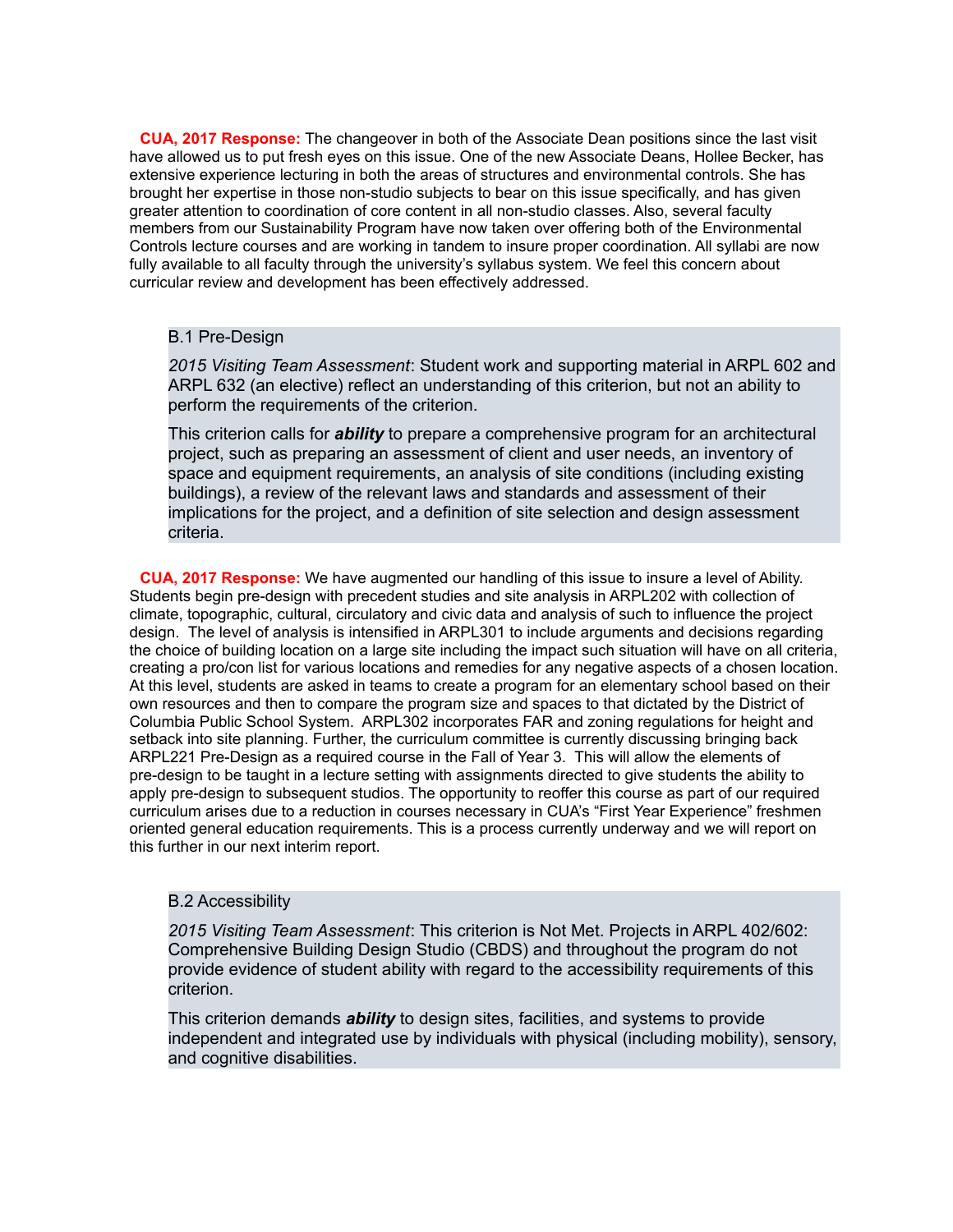**CUA, 2017 Response:** The changeover in both of the Associate Dean positions since the last visit have allowed us to put fresh eyes on this issue. One of the new Associate Deans, Hollee Becker, has extensive experience lecturing in both the areas of structures and environmental controls. She has brought her expertise in those non-studio subjects to bear on this issue specifically, and has given greater attention to coordination of core content in all non-studio classes. Also, several faculty members from our Sustainability Program have now taken over offering both of the Environmental Controls lecture courses and are working in tandem to insure proper coordination. All syllabi are now fully available to all faculty through the university's syllabus system. We feel this concern about curricular review and development has been effectively addressed.

B.1 Pre-Design

*2015 Visiting Team Assessment*: Student work and supporting material in ARPL 602 and ARPL 632 (an elective) reflect an understanding of this criterion, but not an ability to perform the requirements of the criterion.

This criterion calls for ***ability*** to prepare a comprehensive program for an architectural project, such as preparing an assessment of client and user needs, an inventory of space and equipment requirements, an analysis of site conditions (including existing buildings), a review of the relevant laws and standards and assessment of their implications for the project, and a definition of site selection and design assessment criteria.

**CUA, 2017 Response:** We have augmented our handling of this issue to insure a level of Ability. Students begin pre-design with precedent studies and site analysis in ARPL202 with collection of climate, topographic, cultural, circulatory and civic data and analysis of such to influence the project design. The level of analysis is intensified in ARPL301 to include arguments and decisions regarding the choice of building location on a large site including the impact such situation will have on all criteria, creating a pro/con list for various locations and remedies for any negative aspects of a chosen location. At this level, students are asked in teams to create a program for an elementary school based on their own resources and then to compare the program size and spaces to that dictated by the District of Columbia Public School System. ARPL302 incorporates FAR and zoning regulations for height and setback into site planning. Further, the curriculum committee is currently discussing bringing back ARPL221 Pre-Design as a required course in the Fall of Year 3. This will allow the elements of pre-design to be taught in a lecture setting with assignments directed to give students the ability to apply pre-design to subsequent studios. The opportunity to reoffer this course as part of our required curriculum arises due to a reduction in courses necessary in CUA's "First Year Experience" freshmen oriented general education requirements. This is a process currently underway and we will report on this further in our next interim report.

B.2 Accessibility

*2015 Visiting Team Assessment*: This criterion is Not Met. Projects in ARPL 402/602: Comprehensive Building Design Studio (CBDS) and throughout the program do not provide evidence of student ability with regard to the accessibility requirements of this criterion.

This criterion demands ***ability*** to design sites, facilities, and systems to provide independent and integrated use by individuals with physical (including mobility), sensory, and cognitive disabilities.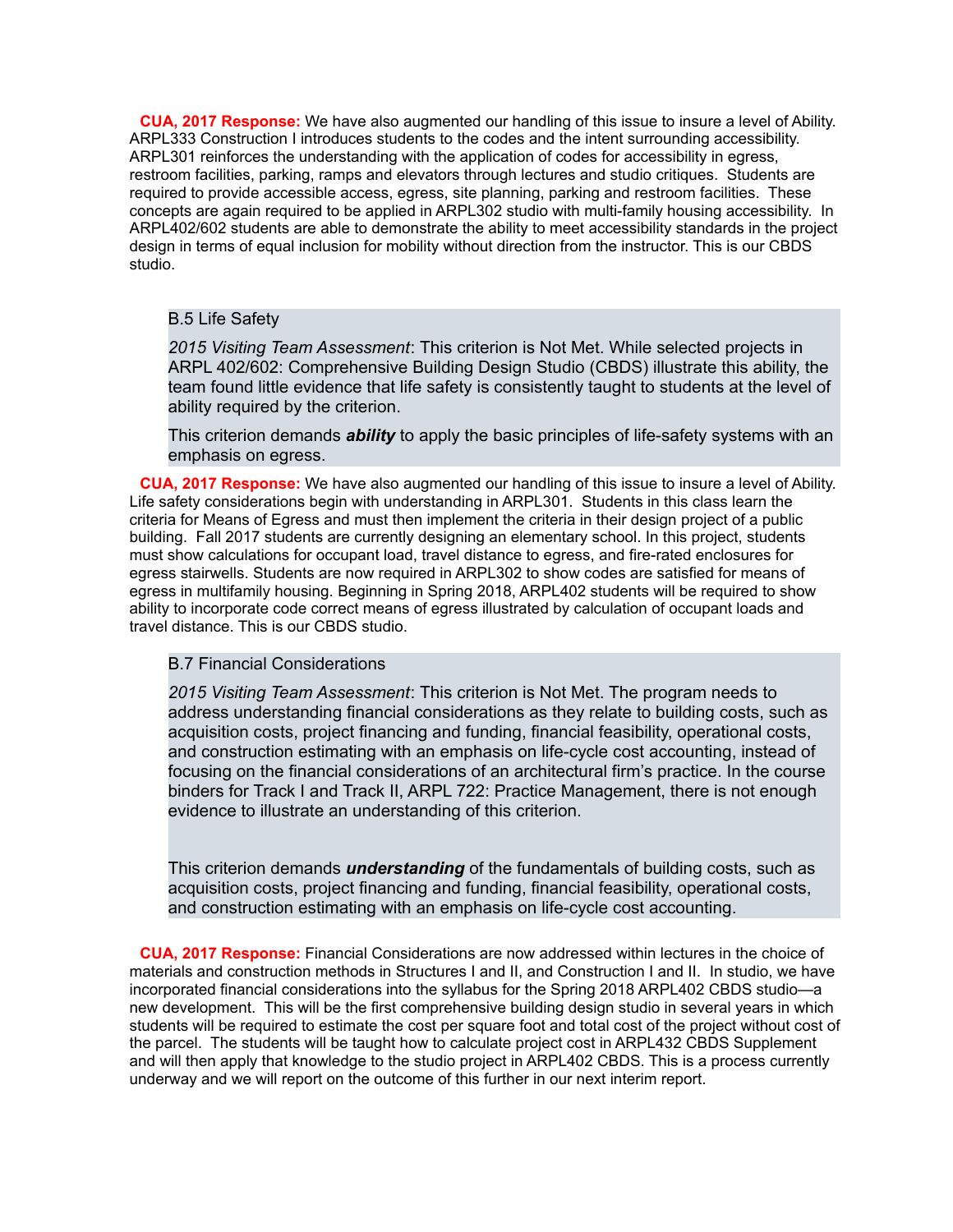**CUA, 2017 Response:** We have also augmented our handling of this issue to insure a level of Ability. ARPL333 Construction I introduces students to the codes and the intent surrounding accessibility. ARPL301 reinforces the understanding with the application of codes for accessibility in egress, restroom facilities, parking, ramps and elevators through lectures and studio critiques. Students are required to provide accessible access, egress, site planning, parking and restroom facilities. These concepts are again required to be applied in ARPL302 studio with multi-family housing accessibility. In ARPL402/602 students are able to demonstrate the ability to meet accessibility standards in the project design in terms of equal inclusion for mobility without direction from the instructor. This is our CBDS studio.

B.5 Life Safety

*2015 Visiting Team Assessment*: This criterion is Not Met. While selected projects in ARPL 402/602: Comprehensive Building Design Studio (CBDS) illustrate this ability, the team found little evidence that life safety is consistently taught to students at the level of ability required by the criterion.

This criterion demands ***ability*** to apply the basic principles of life-safety systems with an emphasis on egress.

**CUA, 2017 Response:** We have also augmented our handling of this issue to insure a level of Ability. Life safety considerations begin with understanding in ARPL301. Students in this class learn the criteria for Means of Egress and must then implement the criteria in their design project of a public building. Fall 2017 students are currently designing an elementary school. In this project, students must show calculations for occupant load, travel distance to egress, and fire-rated enclosures for egress stairwells. Students are now required in ARPL302 to show codes are satisfied for means of egress in multifamily housing. Beginning in Spring 2018, ARPL402 students will be required to show ability to incorporate code correct means of egress illustrated by calculation of occupant loads and travel distance. This is our CBDS studio.

B.7 Financial Considerations

*2015 Visiting Team Assessment*: This criterion is Not Met. The program needs to address understanding financial considerations as they relate to building costs, such as acquisition costs, project financing and funding, financial feasibility, operational costs, and construction estimating with an emphasis on life-cycle cost accounting, instead of focusing on the financial considerations of an architectural firm's practice. In the course binders for Track I and Track II, ARPL 722: Practice Management, there is not enough evidence to illustrate an understanding of this criterion.

This criterion demands ***understanding*** of the fundamentals of building costs, such as acquisition costs, project financing and funding, financial feasibility, operational costs, and construction estimating with an emphasis on life-cycle cost accounting.

**CUA, 2017 Response:** Financial Considerations are now addressed within lectures in the choice of materials and construction methods in Structures I and II, and Construction I and II. In studio, we have incorporated financial considerations into the syllabus for the Spring 2018 ARPL402 CBDS studio—a new development. This will be the first comprehensive building design studio in several years in which students will be required to estimate the cost per square foot and total cost of the project without cost of the parcel. The students will be taught how to calculate project cost in ARPL432 CBDS Supplement and will then apply that knowledge to the studio project in ARPL402 CBDS. This is a process currently underway and we will report on the outcome of this further in our next interim report.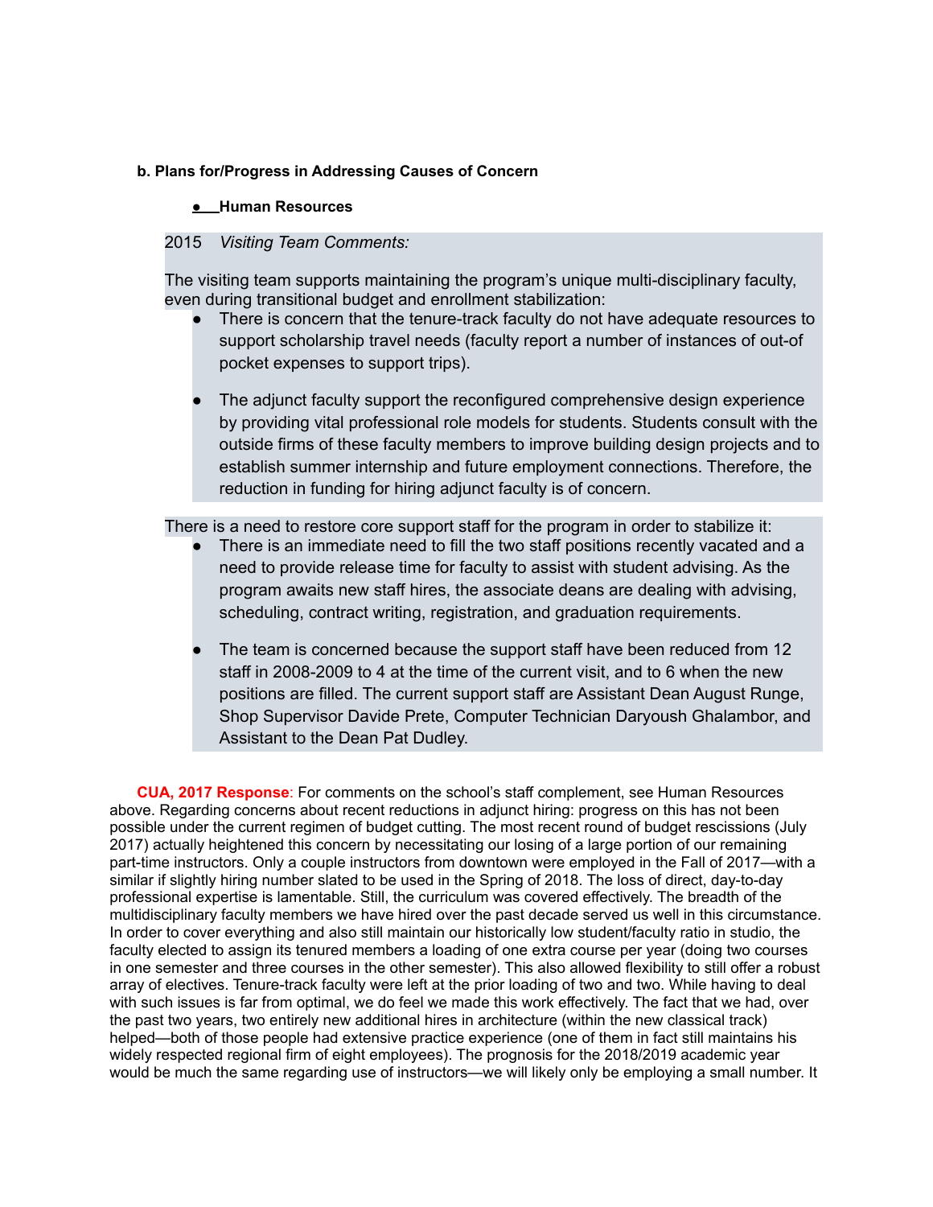**b. Plans for/Progress in Addressing Causes of Concern**

- **Human Resources**

2015 *Visiting Team Comments:*

The visiting team supports maintaining the program's unique multi-disciplinary faculty, even during transitional budget and enrollment stabilization:

- There is concern that the tenure-track faculty do not have adequate resources to support scholarship travel needs (faculty report a number of instances of out-of pocket expenses to support trips).
- The adjunct faculty support the reconfigured comprehensive design experience by providing vital professional role models for students. Students consult with the outside firms of these faculty members to improve building design projects and to establish summer internship and future employment connections. Therefore, the reduction in funding for hiring adjunct faculty is of concern.

There is a need to restore core support staff for the program in order to stabilize it:

- There is an immediate need to fill the two staff positions recently vacated and a need to provide release time for faculty to assist with student advising. As the program awaits new staff hires, the associate deans are dealing with advising, scheduling, contract writing, registration, and graduation requirements.
- The team is concerned because the support staff have been reduced from 12 staff in 2008-2009 to 4 at the time of the current visit, and to 6 when the new positions are filled. The current support staff are Assistant Dean August Runge, Shop Supervisor Davide Prete, Computer Technician Daryoush Ghalambor, and Assistant to the Dean Pat Dudley.

**CUA, 2017 Response**: For comments on the school's staff complement, see Human Resources above. Regarding concerns about recent reductions in adjunct hiring: progress on this has not been possible under the current regimen of budget cutting. The most recent round of budget rescissions (July 2017) actually heightened this concern by necessitating our losing of a large portion of our remaining part-time instructors. Only a couple instructors from downtown were employed in the Fall of 2017—with a similar if slightly hiring number slated to be used in the Spring of 2018. The loss of direct, day-to-day professional expertise is lamentable. Still, the curriculum was covered effectively. The breadth of the multidisciplinary faculty members we have hired over the past decade served us well in this circumstance. In order to cover everything and also still maintain our historically low student/faculty ratio in studio, the faculty elected to assign its tenured members a loading of one extra course per year (doing two courses in one semester and three courses in the other semester). This also allowed flexibility to still offer a robust array of electives. Tenure-track faculty were left at the prior loading of two and two. While having to deal with such issues is far from optimal, we do feel we made this work effectively. The fact that we had, over the past two years, two entirely new additional hires in architecture (within the new classical track) helped—both of those people had extensive practice experience (one of them in fact still maintains his widely respected regional firm of eight employees). The prognosis for the 2018/2019 academic year would be much the same regarding use of instructors—we will likely only be employing a small number. It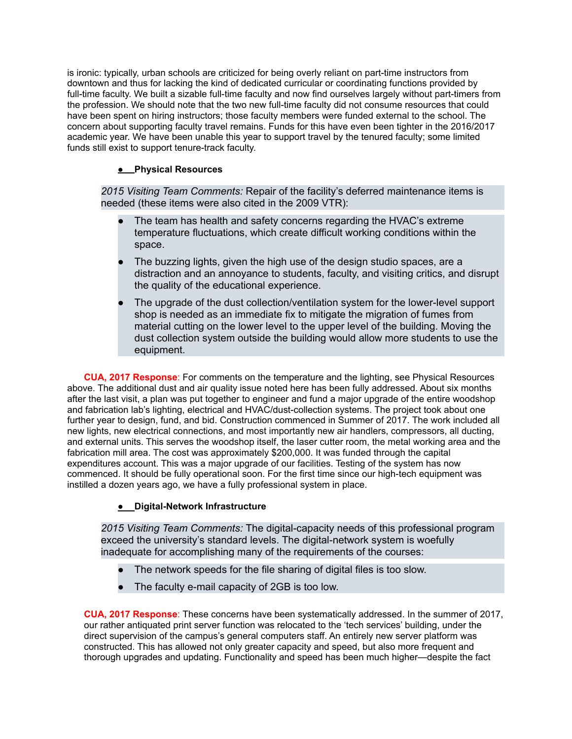is ironic: typically, urban schools are criticized for being overly reliant on part-time instructors from downtown and thus for lacking the kind of dedicated curricular or coordinating functions provided by full-time faculty. We built a sizable full-time faculty and now find ourselves largely without part-timers from the profession. We should note that the two new full-time faculty did not consume resources that could have been spent on hiring instructors; those faculty members were funded external to the school. The concern about supporting faculty travel remains. Funds for this have even been tighter in the 2016/2017 academic year. We have been unable this year to support travel by the tenured faculty; some limited funds still exist to support tenure-track faculty.

- **Physical Resources**

> *2015 Visiting Team Comments:* Repair of the facility's deferred maintenance items is needed (these items were also cited in the 2009 VTR):
>
> - The team has health and safety concerns regarding the HVAC's extreme temperature fluctuations, which create difficult working conditions within the space.
> - The buzzing lights, given the high use of the design studio spaces, are a distraction and an annoyance to students, faculty, and visiting critics, and disrupt the quality of the educational experience.
> - The upgrade of the dust collection/ventilation system for the lower-level support shop is needed as an immediate fix to mitigate the migration of fumes from material cutting on the lower level to the upper level of the building. Moving the dust collection system outside the building would allow more students to use the equipment.

**CUA, 2017 Response**: For comments on the temperature and the lighting, see Physical Resources above. The additional dust and air quality issue noted here has been fully addressed. About six months after the last visit, a plan was put together to engineer and fund a major upgrade of the entire woodshop and fabrication lab's lighting, electrical and HVAC/dust-collection systems. The project took about one further year to design, fund, and bid. Construction commenced in Summer of 2017. The work included all new lights, new electrical connections, and most importantly new air handlers, compressors, all ducting, and external units. This serves the woodshop itself, the laser cutter room, the metal working area and the fabrication mill area. The cost was approximately $200,000. It was funded through the capital expenditures account. This was a major upgrade of our facilities. Testing of the system has now commenced. It should be fully operational soon. For the first time since our high-tech equipment was instilled a dozen years ago, we have a fully professional system in place.

- **Digital-Network Infrastructure**

> *2015 Visiting Team Comments:* The digital-capacity needs of this professional program exceed the university's standard levels. The digital-network system is woefully inadequate for accomplishing many of the requirements of the courses:
>
> - The network speeds for the file sharing of digital files is too slow.
> - The faculty e-mail capacity of 2GB is too low.

**CUA, 2017 Response**: These concerns have been systematically addressed. In the summer of 2017, our rather antiquated print server function was relocated to the 'tech services' building, under the direct supervision of the campus's general computers staff. An entirely new server platform was constructed. This has allowed not only greater capacity and speed, but also more frequent and thorough upgrades and updating. Functionality and speed has been much higher—despite the fact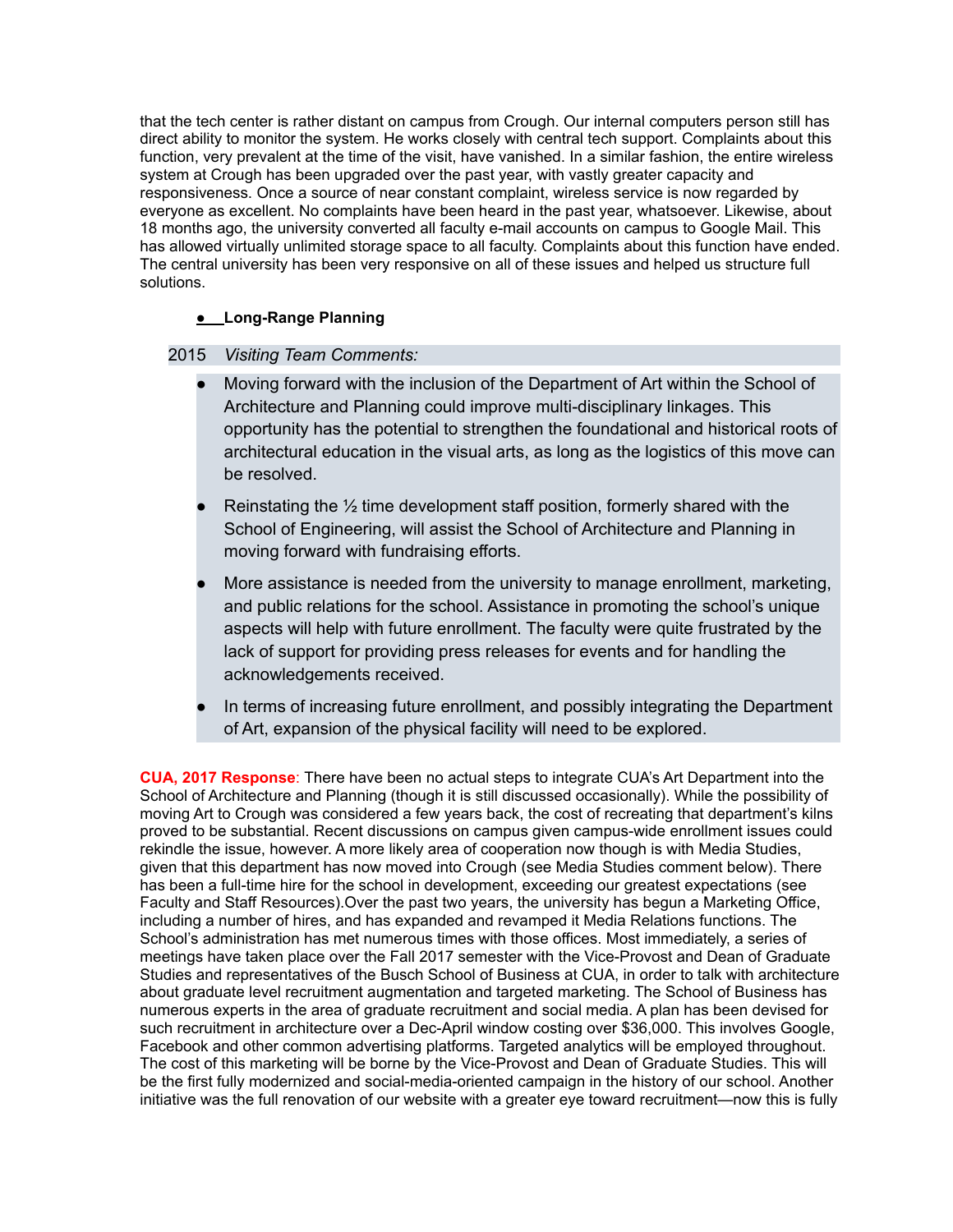that the tech center is rather distant on campus from Crough. Our internal computers person still has direct ability to monitor the system. He works closely with central tech support. Complaints about this function, very prevalent at the time of the visit, have vanished. In a similar fashion, the entire wireless system at Crough has been upgraded over the past year, with vastly greater capacity and responsiveness. Once a source of near constant complaint, wireless service is now regarded by everyone as excellent. No complaints have been heard in the past year, whatsoever. Likewise, about 18 months ago, the university converted all faculty e-mail accounts on campus to Google Mail. This has allowed virtually unlimited storage space to all faculty. Complaints about this function have ended. The central university has been very responsive on all of these issues and helped us structure full solutions.

- **Long-Range Planning**

2015 *Visiting Team Comments:*

- Moving forward with the inclusion of the Department of Art within the School of Architecture and Planning could improve multi-disciplinary linkages. This opportunity has the potential to strengthen the foundational and historical roots of architectural education in the visual arts, as long as the logistics of this move can be resolved.
- Reinstating the ½ time development staff position, formerly shared with the School of Engineering, will assist the School of Architecture and Planning in moving forward with fundraising efforts.
- More assistance is needed from the university to manage enrollment, marketing, and public relations for the school. Assistance in promoting the school's unique aspects will help with future enrollment. The faculty were quite frustrated by the lack of support for providing press releases for events and for handling the acknowledgements received.
- In terms of increasing future enrollment, and possibly integrating the Department of Art, expansion of the physical facility will need to be explored.

**CUA, 2017 Response**: There have been no actual steps to integrate CUA's Art Department into the School of Architecture and Planning (though it is still discussed occasionally). While the possibility of moving Art to Crough was considered a few years back, the cost of recreating that department's kilns proved to be substantial. Recent discussions on campus given campus-wide enrollment issues could rekindle the issue, however. A more likely area of cooperation now though is with Media Studies, given that this department has now moved into Crough (see Media Studies comment below). There has been a full-time hire for the school in development, exceeding our greatest expectations (see Faculty and Staff Resources).Over the past two years, the university has begun a Marketing Office, including a number of hires, and has expanded and revamped it Media Relations functions. The School's administration has met numerous times with those offices. Most immediately, a series of meetings have taken place over the Fall 2017 semester with the Vice-Provost and Dean of Graduate Studies and representatives of the Busch School of Business at CUA, in order to talk with architecture about graduate level recruitment augmentation and targeted marketing. The School of Business has numerous experts in the area of graduate recruitment and social media. A plan has been devised for such recruitment in architecture over a Dec-April window costing over $36,000. This involves Google, Facebook and other common advertising platforms. Targeted analytics will be employed throughout. The cost of this marketing will be borne by the Vice-Provost and Dean of Graduate Studies. This will be the first fully modernized and social-media-oriented campaign in the history of our school. Another initiative was the full renovation of our website with a greater eye toward recruitment—now this is fully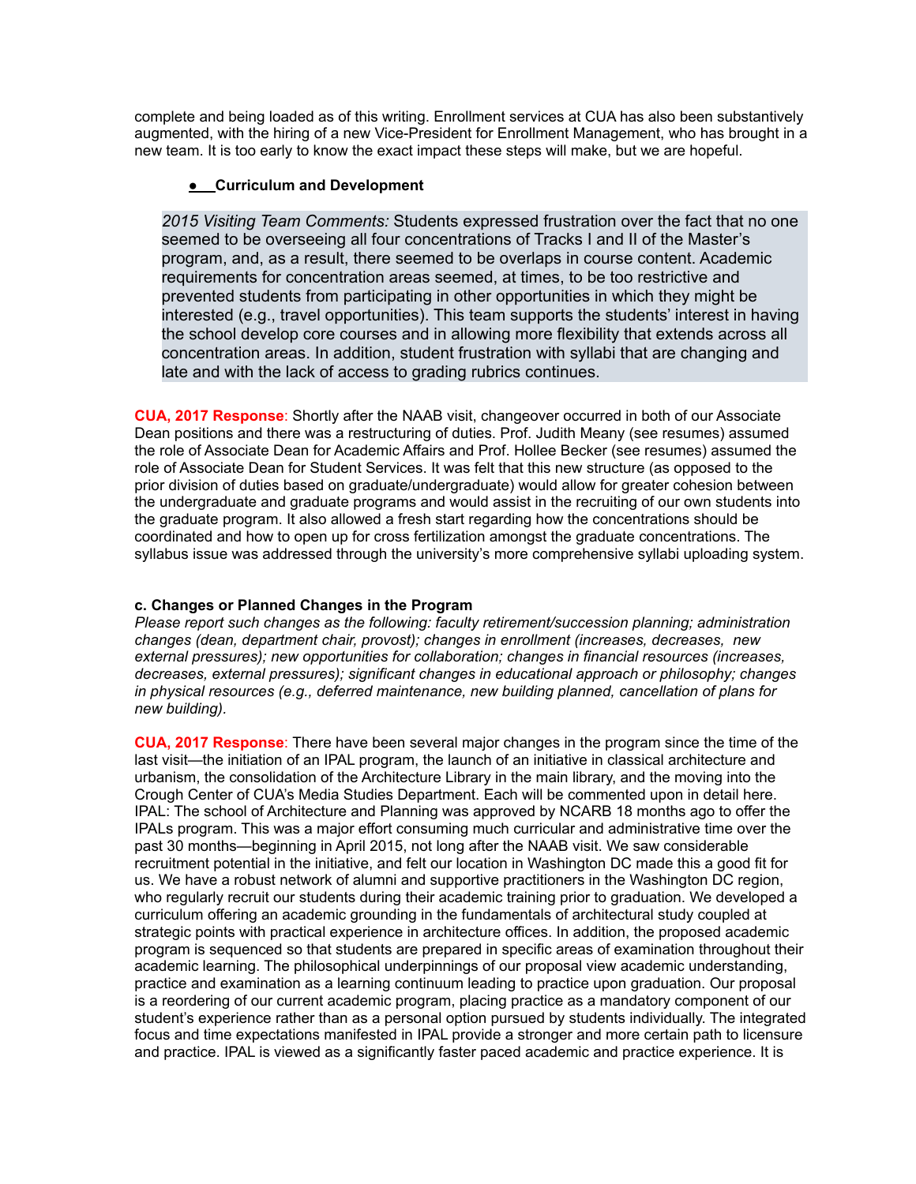complete and being loaded as of this writing. Enrollment services at CUA has also been substantively augmented, with the hiring of a new Vice-President for Enrollment Management, who has brought in a new team. It is too early to know the exact impact these steps will make, but we are hopeful.

- **Curriculum and Development**

> *2015 Visiting Team Comments:* Students expressed frustration over the fact that no one seemed to be overseeing all four concentrations of Tracks I and II of the Master's program, and, as a result, there seemed to be overlaps in course content. Academic requirements for concentration areas seemed, at times, to be too restrictive and prevented students from participating in other opportunities in which they might be interested (e.g., travel opportunities). This team supports the students' interest in having the school develop core courses and in allowing more flexibility that extends across all concentration areas. In addition, student frustration with syllabi that are changing and late and with the lack of access to grading rubrics continues.

**CUA, 2017 Response**: Shortly after the NAAB visit, changeover occurred in both of our Associate Dean positions and there was a restructuring of duties. Prof. Judith Meany (see resumes) assumed the role of Associate Dean for Academic Affairs and Prof. Hollee Becker (see resumes) assumed the role of Associate Dean for Student Services. It was felt that this new structure (as opposed to the prior division of duties based on graduate/undergraduate) would allow for greater cohesion between the undergraduate and graduate programs and would assist in the recruiting of our own students into the graduate program. It also allowed a fresh start regarding how the concentrations should be coordinated and how to open up for cross fertilization amongst the graduate concentrations. The syllabus issue was addressed through the university's more comprehensive syllabi uploading system.

**c. Changes or Planned Changes in the Program**

*Please report such changes as the following: faculty retirement/succession planning; administration changes (dean, department chair, provost); changes in enrollment (increases, decreases, new external pressures); new opportunities for collaboration; changes in financial resources (increases, decreases, external pressures); significant changes in educational approach or philosophy; changes in physical resources (e.g., deferred maintenance, new building planned, cancellation of plans for new building).*

**CUA, 2017 Response**: There have been several major changes in the program since the time of the last visit—the initiation of an IPAL program, the launch of an initiative in classical architecture and urbanism, the consolidation of the Architecture Library in the main library, and the moving into the Crough Center of CUA's Media Studies Department. Each will be commented upon in detail here. IPAL: The school of Architecture and Planning was approved by NCARB 18 months ago to offer the IPALs program. This was a major effort consuming much curricular and administrative time over the past 30 months—beginning in April 2015, not long after the NAAB visit. We saw considerable recruitment potential in the initiative, and felt our location in Washington DC made this a good fit for us. We have a robust network of alumni and supportive practitioners in the Washington DC region, who regularly recruit our students during their academic training prior to graduation. We developed a curriculum offering an academic grounding in the fundamentals of architectural study coupled at strategic points with practical experience in architecture offices. In addition, the proposed academic program is sequenced so that students are prepared in specific areas of examination throughout their academic learning. The philosophical underpinnings of our proposal view academic understanding, practice and examination as a learning continuum leading to practice upon graduation. Our proposal is a reordering of our current academic program, placing practice as a mandatory component of our student's experience rather than as a personal option pursued by students individually. The integrated focus and time expectations manifested in IPAL provide a stronger and more certain path to licensure and practice. IPAL is viewed as a significantly faster paced academic and practice experience. It is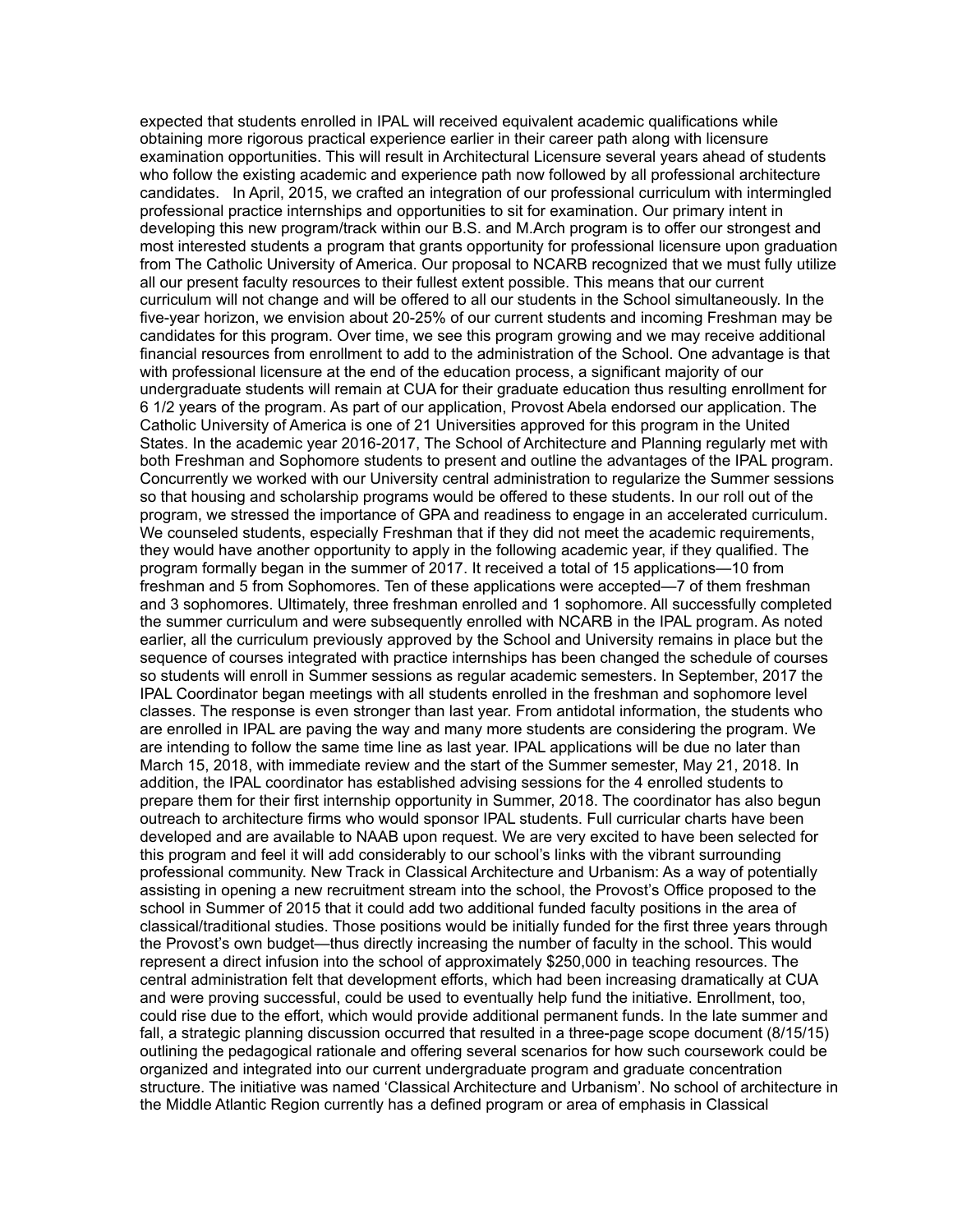expected that students enrolled in IPAL will received equivalent academic qualifications while obtaining more rigorous practical experience earlier in their career path along with licensure examination opportunities. This will result in Architectural Licensure several years ahead of students who follow the existing academic and experience path now followed by all professional architecture candidates.   In April, 2015, we crafted an integration of our professional curriculum with intermingled professional practice internships and opportunities to sit for examination. Our primary intent in developing this new program/track within our B.S. and M.Arch program is to offer our strongest and most interested students a program that grants opportunity for professional licensure upon graduation from The Catholic University of America. Our proposal to NCARB recognized that we must fully utilize all our present faculty resources to their fullest extent possible. This means that our current curriculum will not change and will be offered to all our students in the School simultaneously. In the five-year horizon, we envision about 20-25% of our current students and incoming Freshman may be candidates for this program. Over time, we see this program growing and we may receive additional financial resources from enrollment to add to the administration of the School. One advantage is that with professional licensure at the end of the education process, a significant majority of our undergraduate students will remain at CUA for their graduate education thus resulting enrollment for 6 1/2 years of the program. As part of our application, Provost Abela endorsed our application. The Catholic University of America is one of 21 Universities approved for this program in the United States. In the academic year 2016-2017, The School of Architecture and Planning regularly met with both Freshman and Sophomore students to present and outline the advantages of the IPAL program. Concurrently we worked with our University central administration to regularize the Summer sessions so that housing and scholarship programs would be offered to these students. In our roll out of the program, we stressed the importance of GPA and readiness to engage in an accelerated curriculum. We counseled students, especially Freshman that if they did not meet the academic requirements, they would have another opportunity to apply in the following academic year, if they qualified. The program formally began in the summer of 2017. It received a total of 15 applications—10 from freshman and 5 from Sophomores. Ten of these applications were accepted—7 of them freshman and 3 sophomores. Ultimately, three freshman enrolled and 1 sophomore. All successfully completed the summer curriculum and were subsequently enrolled with NCARB in the IPAL program. As noted earlier, all the curriculum previously approved by the School and University remains in place but the sequence of courses integrated with practice internships has been changed the schedule of courses so students will enroll in Summer sessions as regular academic semesters. In September, 2017 the IPAL Coordinator began meetings with all students enrolled in the freshman and sophomore level classes. The response is even stronger than last year. From antidotal information, the students who are enrolled in IPAL are paving the way and many more students are considering the program. We are intending to follow the same time line as last year. IPAL applications will be due no later than March 15, 2018, with immediate review and the start of the Summer semester, May 21, 2018. In addition, the IPAL coordinator has established advising sessions for the 4 enrolled students to prepare them for their first internship opportunity in Summer, 2018. The coordinator has also begun outreach to architecture firms who would sponsor IPAL students. Full curricular charts have been developed and are available to NAAB upon request. We are very excited to have been selected for this program and feel it will add considerably to our school's links with the vibrant surrounding professional community. New Track in Classical Architecture and Urbanism: As a way of potentially assisting in opening a new recruitment stream into the school, the Provost's Office proposed to the school in Summer of 2015 that it could add two additional funded faculty positions in the area of classical/traditional studies. Those positions would be initially funded for the first three years through the Provost's own budget—thus directly increasing the number of faculty in the school. This would represent a direct infusion into the school of approximately $250,000 in teaching resources. The central administration felt that development efforts, which had been increasing dramatically at CUA and were proving successful, could be used to eventually help fund the initiative. Enrollment, too, could rise due to the effort, which would provide additional permanent funds. In the late summer and fall, a strategic planning discussion occurred that resulted in a three-page scope document (8/15/15) outlining the pedagogical rationale and offering several scenarios for how such coursework could be organized and integrated into our current undergraduate program and graduate concentration structure. The initiative was named 'Classical Architecture and Urbanism'. No school of architecture in the Middle Atlantic Region currently has a defined program or area of emphasis in Classical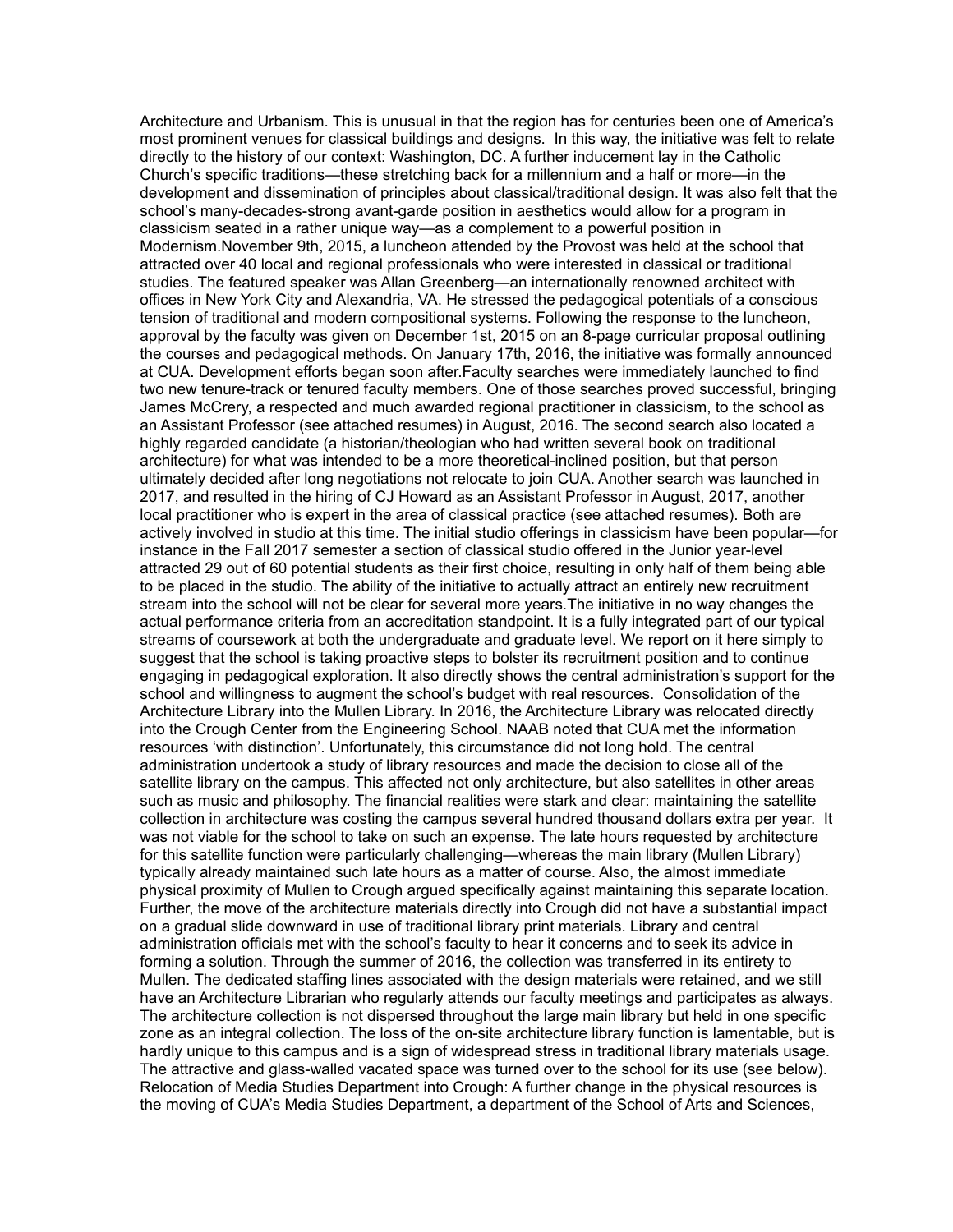Architecture and Urbanism. This is unusual in that the region has for centuries been one of America's most prominent venues for classical buildings and designs. In this way, the initiative was felt to relate directly to the history of our context: Washington, DC. A further inducement lay in the Catholic Church's specific traditions—these stretching back for a millennium and a half or more—in the development and dissemination of principles about classical/traditional design. It was also felt that the school's many-decades-strong avant-garde position in aesthetics would allow for a program in classicism seated in a rather unique way—as a complement to a powerful position in Modernism.November 9th, 2015, a luncheon attended by the Provost was held at the school that attracted over 40 local and regional professionals who were interested in classical or traditional studies. The featured speaker was Allan Greenberg—an internationally renowned architect with offices in New York City and Alexandria, VA. He stressed the pedagogical potentials of a conscious tension of traditional and modern compositional systems. Following the response to the luncheon, approval by the faculty was given on December 1st, 2015 on an 8-page curricular proposal outlining the courses and pedagogical methods. On January 17th, 2016, the initiative was formally announced at CUA. Development efforts began soon after.Faculty searches were immediately launched to find two new tenure-track or tenured faculty members. One of those searches proved successful, bringing James McCrery, a respected and much awarded regional practitioner in classicism, to the school as an Assistant Professor (see attached resumes) in August, 2016. The second search also located a highly regarded candidate (a historian/theologian who had written several book on traditional architecture) for what was intended to be a more theoretical-inclined position, but that person ultimately decided after long negotiations not relocate to join CUA. Another search was launched in 2017, and resulted in the hiring of CJ Howard as an Assistant Professor in August, 2017, another local practitioner who is expert in the area of classical practice (see attached resumes). Both are actively involved in studio at this time. The initial studio offerings in classicism have been popular—for instance in the Fall 2017 semester a section of classical studio offered in the Junior year-level attracted 29 out of 60 potential students as their first choice, resulting in only half of them being able to be placed in the studio. The ability of the initiative to actually attract an entirely new recruitment stream into the school will not be clear for several more years.The initiative in no way changes the actual performance criteria from an accreditation standpoint. It is a fully integrated part of our typical streams of coursework at both the undergraduate and graduate level. We report on it here simply to suggest that the school is taking proactive steps to bolster its recruitment position and to continue engaging in pedagogical exploration. It also directly shows the central administration's support for the school and willingness to augment the school's budget with real resources. Consolidation of the Architecture Library into the Mullen Library. In 2016, the Architecture Library was relocated directly into the Crough Center from the Engineering School. NAAB noted that CUA met the information resources 'with distinction'. Unfortunately, this circumstance did not long hold. The central administration undertook a study of library resources and made the decision to close all of the satellite library on the campus. This affected not only architecture, but also satellites in other areas such as music and philosophy. The financial realities were stark and clear: maintaining the satellite collection in architecture was costing the campus several hundred thousand dollars extra per year. It was not viable for the school to take on such an expense. The late hours requested by architecture for this satellite function were particularly challenging—whereas the main library (Mullen Library) typically already maintained such late hours as a matter of course. Also, the almost immediate physical proximity of Mullen to Crough argued specifically against maintaining this separate location. Further, the move of the architecture materials directly into Crough did not have a substantial impact on a gradual slide downward in use of traditional library print materials. Library and central administration officials met with the school's faculty to hear it concerns and to seek its advice in forming a solution. Through the summer of 2016, the collection was transferred in its entirety to Mullen. The dedicated staffing lines associated with the design materials were retained, and we still have an Architecture Librarian who regularly attends our faculty meetings and participates as always. The architecture collection is not dispersed throughout the large main library but held in one specific zone as an integral collection. The loss of the on-site architecture library function is lamentable, but is hardly unique to this campus and is a sign of widespread stress in traditional library materials usage. The attractive and glass-walled vacated space was turned over to the school for its use (see below). Relocation of Media Studies Department into Crough: A further change in the physical resources is the moving of CUA's Media Studies Department, a department of the School of Arts and Sciences,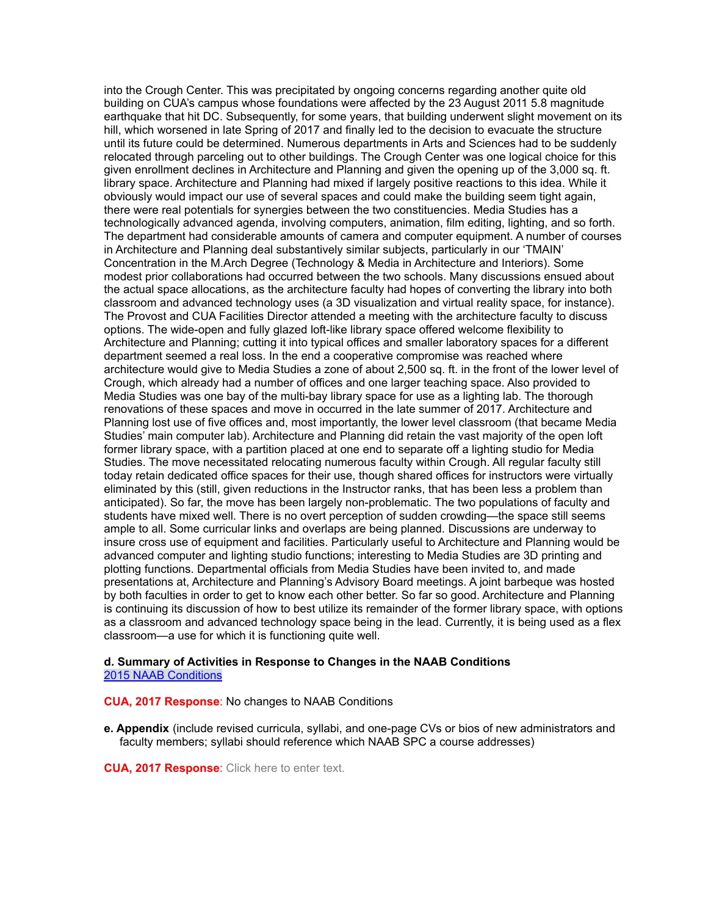into the Crough Center. This was precipitated by ongoing concerns regarding another quite old building on CUA's campus whose foundations were affected by the 23 August 2011 5.8 magnitude earthquake that hit DC. Subsequently, for some years, that building underwent slight movement on its hill, which worsened in late Spring of 2017 and finally led to the decision to evacuate the structure until its future could be determined. Numerous departments in Arts and Sciences had to be suddenly relocated through parceling out to other buildings. The Crough Center was one logical choice for this given enrollment declines in Architecture and Planning and given the opening up of the 3,000 sq. ft. library space. Architecture and Planning had mixed if largely positive reactions to this idea. While it obviously would impact our use of several spaces and could make the building seem tight again, there were real potentials for synergies between the two constituencies. Media Studies has a technologically advanced agenda, involving computers, animation, film editing, lighting, and so forth. The department had considerable amounts of camera and computer equipment. A number of courses in Architecture and Planning deal substantively similar subjects, particularly in our 'TMAIN' Concentration in the M.Arch Degree (Technology & Media in Architecture and Interiors). Some modest prior collaborations had occurred between the two schools. Many discussions ensued about the actual space allocations, as the architecture faculty had hopes of converting the library into both classroom and advanced technology uses (a 3D visualization and virtual reality space, for instance). The Provost and CUA Facilities Director attended a meeting with the architecture faculty to discuss options. The wide-open and fully glazed loft-like library space offered welcome flexibility to Architecture and Planning; cutting it into typical offices and smaller laboratory spaces for a different department seemed a real loss. In the end a cooperative compromise was reached where architecture would give to Media Studies a zone of about 2,500 sq. ft. in the front of the lower level of Crough, which already had a number of offices and one larger teaching space. Also provided to Media Studies was one bay of the multi-bay library space for use as a lighting lab. The thorough renovations of these spaces and move in occurred in the late summer of 2017. Architecture and Planning lost use of five offices and, most importantly, the lower level classroom (that became Media Studies' main computer lab). Architecture and Planning did retain the vast majority of the open loft former library space, with a partition placed at one end to separate off a lighting studio for Media Studies. The move necessitated relocating numerous faculty within Crough. All regular faculty still today retain dedicated office spaces for their use, though shared offices for instructors were virtually eliminated by this (still, given reductions in the Instructor ranks, that has been less a problem than anticipated). So far, the move has been largely non-problematic. The two populations of faculty and students have mixed well. There is no overt perception of sudden crowding—the space still seems ample to all. Some curricular links and overlaps are being planned. Discussions are underway to insure cross use of equipment and facilities. Particularly useful to Architecture and Planning would be advanced computer and lighting studio functions; interesting to Media Studies are 3D printing and plotting functions. Departmental officials from Media Studies have been invited to, and made presentations at, Architecture and Planning's Advisory Board meetings. A joint barbeque was hosted by both faculties in order to get to know each other better. So far so good. Architecture and Planning is continuing its discussion of how to best utilize its remainder of the former library space, with options as a classroom and advanced technology space being in the lead. Currently, it is being used as a flex classroom—a use for which it is functioning quite well.

**d. Summary of Activities in Response to Changes in the NAAB Conditions**
[2015 NAAB Conditions]

**CUA, 2017 Response**: No changes to NAAB Conditions

**e. Appendix** (include revised curricula, syllabi, and one-page CVs or bios of new administrators and faculty members; syllabi should reference which NAAB SPC a course addresses)

**CUA, 2017 Response**: Click here to enter text.